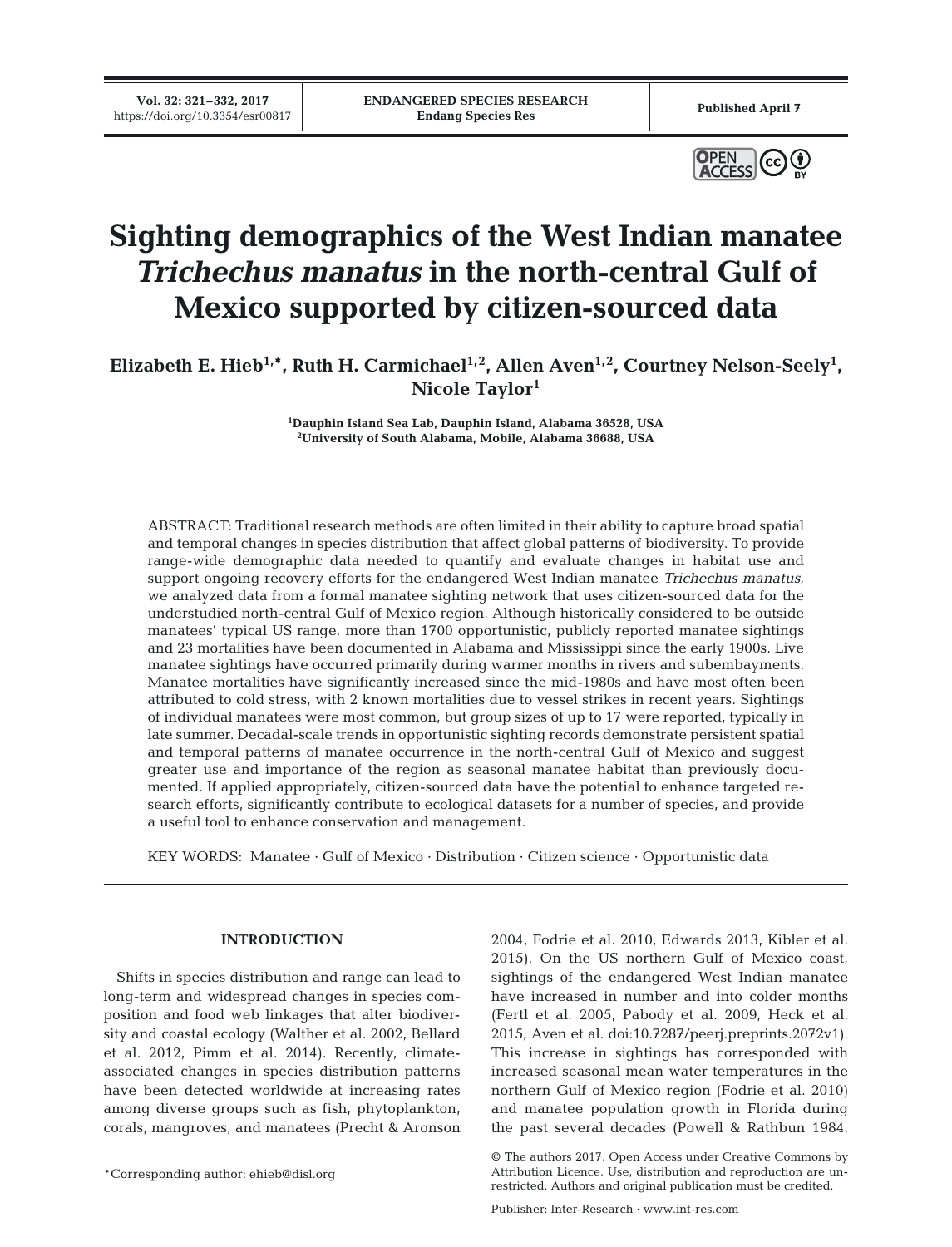Vol. 32: 321–332, 2017
https://doi.org/10.3354/esr00817

ENDANGERED SPECIES RESEARCH
Endang Species Res

Published April 7

# Sighting demographics of the West Indian manatee *Trichechus manatus* in the north-central Gulf of Mexico supported by citizen-sourced data

**Elizabeth E. Hieb[1,*], Ruth H. Carmichael[1,2], Allen Aven[1,2], Courtney Nelson-Seely[1], Nicole Taylor[1]**

[1]Dauphin Island Sea Lab, Dauphin Island, Alabama 36528, USA
[2]University of South Alabama, Mobile, Alabama 36688, USA

ABSTRACT: Traditional research methods are often limited in their ability to capture broad spatial and temporal changes in species distribution that affect global patterns of biodiversity. To provide range-wide demographic data needed to quantify and evaluate changes in habitat use and support ongoing recovery efforts for the endangered West Indian manatee *Trichechus manatus*, we analyzed data from a formal manatee sighting network that uses citizen-sourced data for the understudied north-central Gulf of Mexico region. Although historically considered to be outside manatees' typical US range, more than 1700 opportunistic, publicly reported manatee sightings and 23 mortalities have been documented in Alabama and Mississippi since the early 1900s. Live manatee sightings have occurred primarily during warmer months in rivers and subembayments. Manatee mortalities have significantly increased since the mid-1980s and have most often been attributed to cold stress, with 2 known mortalities due to vessel strikes in recent years. Sightings of individual manatees were most common, but group sizes of up to 17 were reported, typically in late summer. Decadal-scale trends in opportunistic sighting records demonstrate persistent spatial and temporal patterns of manatee occurrence in the north-central Gulf of Mexico and suggest greater use and importance of the region as seasonal manatee habitat than previously documented. If applied appropriately, citizen-sourced data have the potential to enhance targeted research efforts, significantly contribute to ecological datasets for a number of species, and provide a useful tool to enhance conservation and management.

KEY WORDS: Manatee · Gulf of Mexico · Distribution · Citizen science · Opportunistic data

## INTRODUCTION

Shifts in species distribution and range can lead to long-term and widespread changes in species composition and food web linkages that alter biodiversity and coastal ecology (Walther et al. 2002, Bellard et al. 2012, Pimm et al. 2014). Recently, climate-associated changes in species distribution patterns have been detected worldwide at increasing rates among diverse groups such as fish, phytoplankton, corals, mangroves, and manatees (Precht & Aronson 2004, Fodrie et al. 2010, Edwards 2013, Kibler et al. 2015). On the US northern Gulf of Mexico coast, sightings of the endangered West Indian manatee have increased in number and into colder months (Fertl et al. 2005, Pabody et al. 2009, Heck et al. 2015, Aven et al. doi:10.7287/peerj.preprints.2072v1). This increase in sightings has corresponded with increased seasonal mean water temperatures in the northern Gulf of Mexico region (Fodrie et al. 2010) and manatee population growth in Florida during the past several decades (Powell & Rathbun 1984,

*Corresponding author: ehieb@disl.org

© The authors 2017. Open Access under Creative Commons by Attribution Licence. Use, distribution and reproduction are unrestricted. Authors and original publication must be credited.

Publisher: Inter-Research · www.int-res.com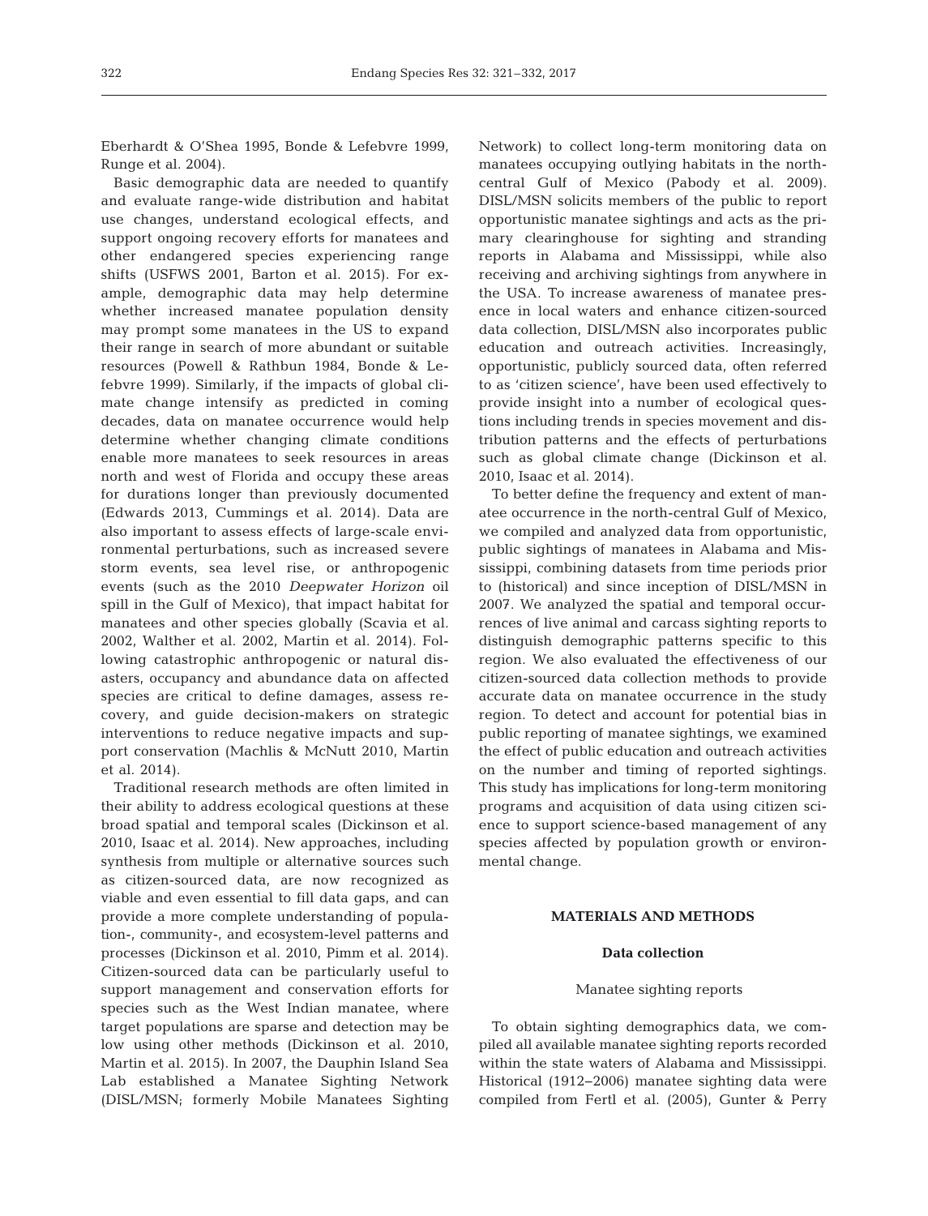Eberhardt & O'Shea 1995, Bonde & Lefebvre 1999, Runge et al. 2004).

Basic demographic data are needed to quantify and evaluate range-wide distribution and habitat use changes, understand ecological effects, and support ongoing recovery efforts for manatees and other endangered species experiencing range shifts (USFWS 2001, Barton et al. 2015). For example, demographic data may help determine whether increased manatee population density may prompt some manatees in the US to expand their range in search of more abundant or suitable resources (Powell & Rathbun 1984, Bonde & Lefebvre 1999). Similarly, if the impacts of global climate change intensify as predicted in coming decades, data on manatee occurrence would help determine whether changing climate conditions enable more manatees to seek resources in areas north and west of Florida and occupy these areas for durations longer than previously documented (Edwards 2013, Cummings et al. 2014). Data are also important to assess effects of large-scale environmental perturbations, such as increased severe storm events, sea level rise, or anthropogenic events (such as the 2010 *Deepwater Horizon* oil spill in the Gulf of Mexico), that impact habitat for manatees and other species globally (Scavia et al. 2002, Walther et al. 2002, Martin et al. 2014). Following catastrophic anthropogenic or natural disasters, occupancy and abundance data on affected species are critical to define damages, assess recovery, and guide decision-makers on strategic interventions to reduce negative impacts and support conservation (Machlis & McNutt 2010, Martin et al. 2014).

Traditional research methods are often limited in their ability to address ecological questions at these broad spatial and temporal scales (Dickinson et al. 2010, Isaac et al. 2014). New approaches, including synthesis from multiple or alternative sources such as citizen-sourced data, are now recognized as viable and even essential to fill data gaps, and can provide a more complete understanding of population-, community-, and ecosystem-level patterns and processes (Dickinson et al. 2010, Pimm et al. 2014). Citizen-sourced data can be particularly useful to support management and conservation efforts for species such as the West Indian manatee, where target populations are sparse and detection may be low using other methods (Dickinson et al. 2010, Martin et al. 2015). In 2007, the Dauphin Island Sea Lab established a Manatee Sighting Network (DISL/MSN; formerly Mobile Manatees Sighting Network) to collect long-term monitoring data on manatees occupying outlying habitats in the north-central Gulf of Mexico (Pabody et al. 2009). DISL/MSN solicits members of the public to report opportunistic manatee sightings and acts as the primary clearinghouse for sighting and stranding reports in Alabama and Mississippi, while also receiving and archiving sightings from anywhere in the USA. To increase awareness of manatee presence in local waters and enhance citizen-sourced data collection, DISL/MSN also incorporates public education and outreach activities. Increasingly, opportunistic, publicly sourced data, often referred to as 'citizen science', have been used effectively to provide insight into a number of ecological questions including trends in species movement and distribution patterns and the effects of perturbations such as global climate change (Dickinson et al. 2010, Isaac et al. 2014).

To better define the frequency and extent of manatee occurrence in the north-central Gulf of Mexico, we compiled and analyzed data from opportunistic, public sightings of manatees in Alabama and Mississippi, combining datasets from time periods prior to (historical) and since inception of DISL/MSN in 2007. We analyzed the spatial and temporal occurrences of live animal and carcass sighting reports to distinguish demographic patterns specific to this region. We also evaluated the effectiveness of our citizen-sourced data collection methods to provide accurate data on manatee occurrence in the study region. To detect and account for potential bias in public reporting of manatee sightings, we examined the effect of public education and outreach activities on the number and timing of reported sightings. This study has implications for long-term monitoring programs and acquisition of data using citizen science to support science-based management of any species affected by population growth or environmental change.

## MATERIALS AND METHODS

### Data collection

#### Manatee sighting reports

To obtain sighting demographics data, we compiled all available manatee sighting reports recorded within the state waters of Alabama and Mississippi. Historical (1912–2006) manatee sighting data were compiled from Fertl et al. (2005), Gunter & Perry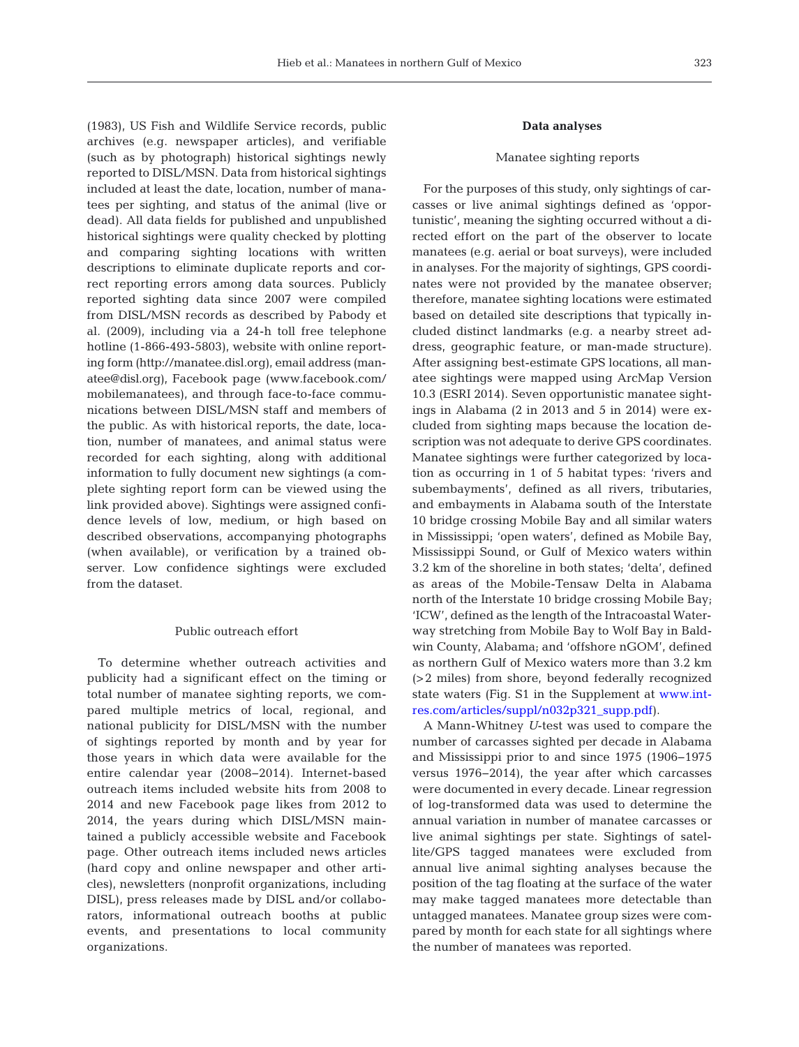(1983), US Fish and Wildlife Service records, public archives (e.g. newspaper articles), and verifiable (such as by photograph) historical sightings newly reported to DISL/MSN. Data from historical sightings included at least the date, location, number of manatees per sighting, and status of the animal (live or dead). All data fields for published and unpublished historical sightings were quality checked by plotting and comparing sighting locations with written descriptions to eliminate duplicate reports and correct reporting errors among data sources. Publicly reported sighting data since 2007 were compiled from DISL/MSN records as described by Pabody et al. (2009), including via a 24-h toll free telephone hotline (1-866-493-5803), website with online reporting form (http://manatee.disl.org), email address (manatee@disl.org), Facebook page (www.facebook.com/mobilemanatees), and through face-to-face communications between DISL/MSN staff and members of the public. As with historical reports, the date, location, number of manatees, and animal status were recorded for each sighting, along with additional information to fully document new sightings (a complete sighting report form can be viewed using the link provided above). Sightings were assigned confidence levels of low, medium, or high based on described observations, accompanying photographs (when available), or verification by a trained observer. Low confidence sightings were excluded from the dataset.

### Public outreach effort

To determine whether outreach activities and publicity had a significant effect on the timing or total number of manatee sighting reports, we compared multiple metrics of local, regional, and national publicity for DISL/MSN with the number of sightings reported by month and by year for those years in which data were available for the entire calendar year (2008–2014). Internet-based outreach items included website hits from 2008 to 2014 and new Facebook page likes from 2012 to 2014, the years during which DISL/MSN maintained a publicly accessible website and Facebook page. Other outreach items included news articles (hard copy and online newspaper and other articles), newsletters (nonprofit organizations, including DISL), press releases made by DISL and/or collaborators, informational outreach booths at public events, and presentations to local community organizations.

## Data analyses

### Manatee sighting reports

For the purposes of this study, only sightings of carcasses or live animal sightings defined as 'opportunistic', meaning the sighting occurred without a directed effort on the part of the observer to locate manatees (e.g. aerial or boat surveys), were included in analyses. For the majority of sightings, GPS coordinates were not provided by the manatee observer; therefore, manatee sighting locations were estimated based on detailed site descriptions that typically included distinct landmarks (e.g. a nearby street address, geographic feature, or man-made structure). After assigning best-estimate GPS locations, all manatee sightings were mapped using ArcMap Version 10.3 (ESRI 2014). Seven opportunistic manatee sightings in Alabama (2 in 2013 and 5 in 2014) were excluded from sighting maps because the location description was not adequate to derive GPS coordinates. Manatee sightings were further categorized by location as occurring in 1 of 5 habitat types: 'rivers and subembayments', defined as all rivers, tributaries, and embayments in Alabama south of the Interstate 10 bridge crossing Mobile Bay and all similar waters in Mississippi; 'open waters', defined as Mobile Bay, Mississippi Sound, or Gulf of Mexico waters within 3.2 km of the shoreline in both states; 'delta', defined as areas of the Mobile-Tensaw Delta in Alabama north of the Interstate 10 bridge crossing Mobile Bay; 'ICW', defined as the length of the Intracoastal Waterway stretching from Mobile Bay to Wolf Bay in Baldwin County, Alabama; and 'offshore nGOM', defined as northern Gulf of Mexico waters more than 3.2 km (>2 miles) from shore, beyond federally recognized state waters (Fig. S1 in the Supplement at www.int-res.com/articles/suppl/n032p321_supp.pdf).

A Mann-Whitney *U*-test was used to compare the number of carcasses sighted per decade in Alabama and Mississippi prior to and since 1975 (1906–1975 versus 1976–2014), the year after which carcasses were documented in every decade. Linear regression of log-transformed data was used to determine the annual variation in number of manatee carcasses or live animal sightings per state. Sightings of satellite/GPS tagged manatees were excluded from annual live animal sighting analyses because the position of the tag floating at the surface of the water may make tagged manatees more detectable than untagged manatees. Manatee group sizes were compared by month for each state for all sightings where the number of manatees was reported.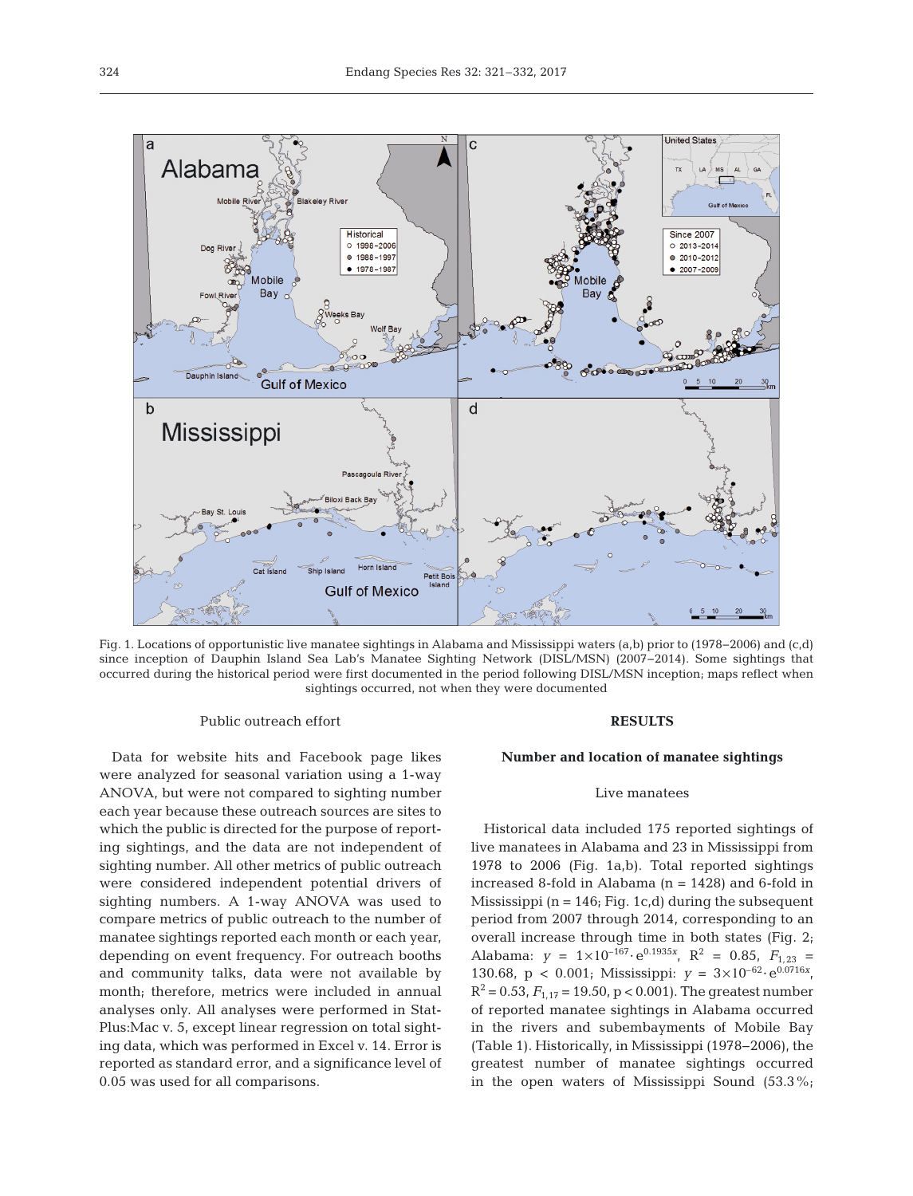Fig. 1. Locations of opportunistic live manatee sightings in Alabama and Mississippi waters (a,b) prior to (1978–2006) and (c,d) since inception of Dauphin Island Sea Lab's Manatee Sighting Network (DISL/MSN) (2007–2014). Some sightings that occurred during the historical period were first documented in the period following DISL/MSN inception; maps reflect when sightings occurred, not when they were documented

### Public outreach effort

Data for website hits and Facebook page likes were analyzed for seasonal variation using a 1-way ANOVA, but were not compared to sighting number each year because these outreach sources are sites to which the public is directed for the purpose of reporting sightings, and the data are not independent of sighting number. All other metrics of public outreach were considered independent potential drivers of sighting numbers. A 1-way ANOVA was used to compare metrics of public outreach to the number of manatee sightings reported each month or each year, depending on event frequency. For outreach booths and community talks, data were not available by month; therefore, metrics were included in annual analyses only. All analyses were performed in StatPlus:Mac v. 5, except linear regression on total sighting data, which was performed in Excel v. 14. Error is reported as standard error, and a significance level of 0.05 was used for all comparisons.

## RESULTS

### Number and location of manatee sightings

#### Live manatees

Historical data included 175 reported sightings of live manatees in Alabama and 23 in Mississippi from 1978 to 2006 (Fig. 1a,b). Total reported sightings increased 8-fold in Alabama (n = 1428) and 6-fold in Mississippi (n = 146; Fig. 1c,d) during the subsequent period from 2007 through 2014, corresponding to an overall increase through time in both states (Fig. 2; Alabama: $y = 1 \times 10^{-167} \cdot e^{0.1935x}$, $R^2 = 0.85$, $F_{1,23} = 130.68$, $p < 0.001$; Mississippi: $y = 3 \times 10^{-62} \cdot e^{0.0716x}$, $R^2 = 0.53$, $F_{1,17} = 19.50$, $p < 0.001$). The greatest number of reported manatee sightings in Alabama occurred in the rivers and subembayments of Mobile Bay (Table 1). Historically, in Mississippi (1978–2006), the greatest number of manatee sightings occurred in the open waters of Mississippi Sound (53.3%;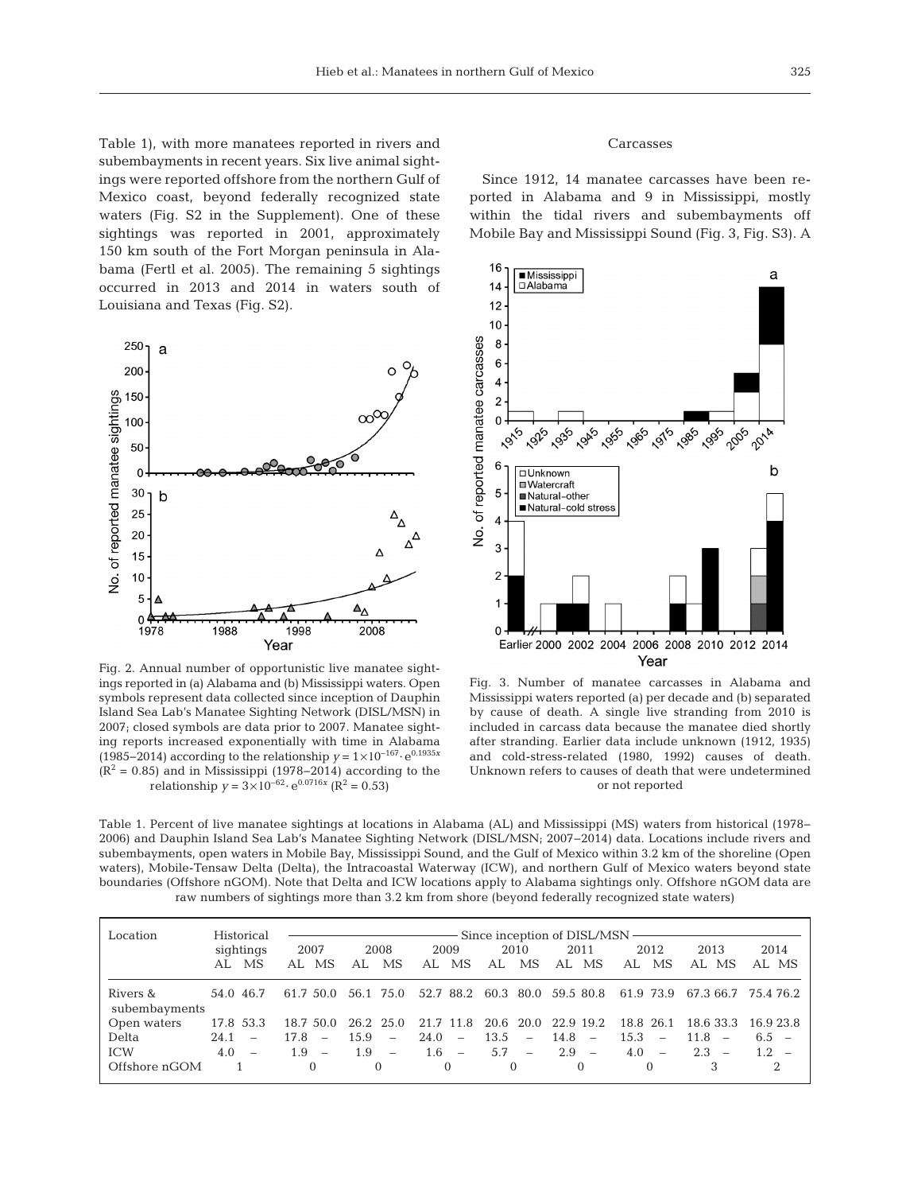Table 1), with more manatees reported in rivers and subembayments in recent years. Six live animal sightings were reported offshore from the northern Gulf of Mexico coast, beyond federally recognized state waters (Fig. S2 in the Supplement). One of these sightings was reported in 2001, approximately 150 km south of the Fort Morgan peninsula in Alabama (Fertl et al. 2005). The remaining 5 sightings occurred in 2013 and 2014 in waters south of Louisiana and Texas (Fig. S2).

Fig. 2. Annual number of opportunistic live manatee sightings reported in (a) Alabama and (b) Mississippi waters. Open symbols represent data collected since inception of Dauphin Island Sea Lab's Manatee Sighting Network (DISL/MSN) in 2007; closed symbols are data prior to 2007. Manatee sighting reports increased exponentially with time in Alabama (1985–2014) according to the relationship $y = 1 \times 10^{-167} \cdot e^{0.1935x}$ ($R^2 = 0.85$) and in Mississippi (1978–2014) according to the relationship $y = 3 \times 10^{-62} \cdot e^{0.0716x}$ ($R^2 = 0.53$)

## Carcasses

Since 1912, 14 manatee carcasses have been reported in Alabama and 9 in Mississippi, mostly within the tidal rivers and subembayments off Mobile Bay and Mississippi Sound (Fig. 3, Fig. S3). A

Fig. 3. Number of manatee carcasses in Alabama and Mississippi waters reported (a) per decade and (b) separated by cause of death. A single live stranding from 2010 is included in carcass data because the manatee died shortly after stranding. Earlier data include unknown (1912, 1935) and cold-stress-related (1980, 1992) causes of death. Unknown refers to causes of death that were undetermined or not reported

Table 1. Percent of live manatee sightings at locations in Alabama (AL) and Mississippi (MS) waters from historical (1978–2006) and Dauphin Island Sea Lab's Manatee Sighting Network (DISL/MSN; 2007–2014) data. Locations include rivers and subembayments, open waters in Mobile Bay, Mississippi Sound, and the Gulf of Mexico within 3.2 km of the shoreline (Open waters), Mobile-Tensaw Delta (Delta), the Intracoastal Waterway (ICW), and northern Gulf of Mexico waters beyond state boundaries (Offshore nGOM). Note that Delta and ICW locations apply to Alabama sightings only. Offshore nGOM data are raw numbers of sightings more than 3.2 km from shore (beyond federally recognized state waters)

| Location | Historical sightings | | Since inception of DISL/MSN | | | | | | | | | | | | | | | |
|---|---|---|---|---|---|---|---|---|---|---|---|---|---|---|---|---|---|---|
| | | | 2007 | | 2008 | | 2009 | | 2010 | | 2011 | | 2012 | | 2013 | | 2014 | |
| | AL | MS | AL | MS | AL | MS | AL | MS | AL | MS | AL | MS | AL | MS | AL | MS | AL | MS |
| Rivers & subembayments | 54.0 | 46.7 | 61.7 | 50.0 | 56.1 | 75.0 | 52.7 | 88.2 | 60.3 | 80.0 | 59.5 | 80.8 | 61.9 | 73.9 | 67.3 | 66.7 | 75.4 | 76.2 |
| Open waters | 17.8 | 53.3 | 18.7 | 50.0 | 26.2 | 25.0 | 21.7 | 11.8 | 20.6 | 20.0 | 22.9 | 19.2 | 18.8 | 26.1 | 18.6 | 33.3 | 16.9 | 23.8 |
| Delta | 24.1 | – | 17.8 | – | 15.9 | – | 24.0 | – | 13.5 | – | 14.8 | – | 15.3 | – | 11.8 | – | 6.5 | – |
| ICW | 4.0 | – | 1.9 | – | 1.9 | – | 1.6 | – | 5.7 | – | 2.9 | – | 4.0 | – | 2.3 | – | 1.2 | – |
| Offshore nGOM | 1 | | 0 | | 0 | | 0 | | 0 | | 0 | | 0 | | 3 | | 2 | |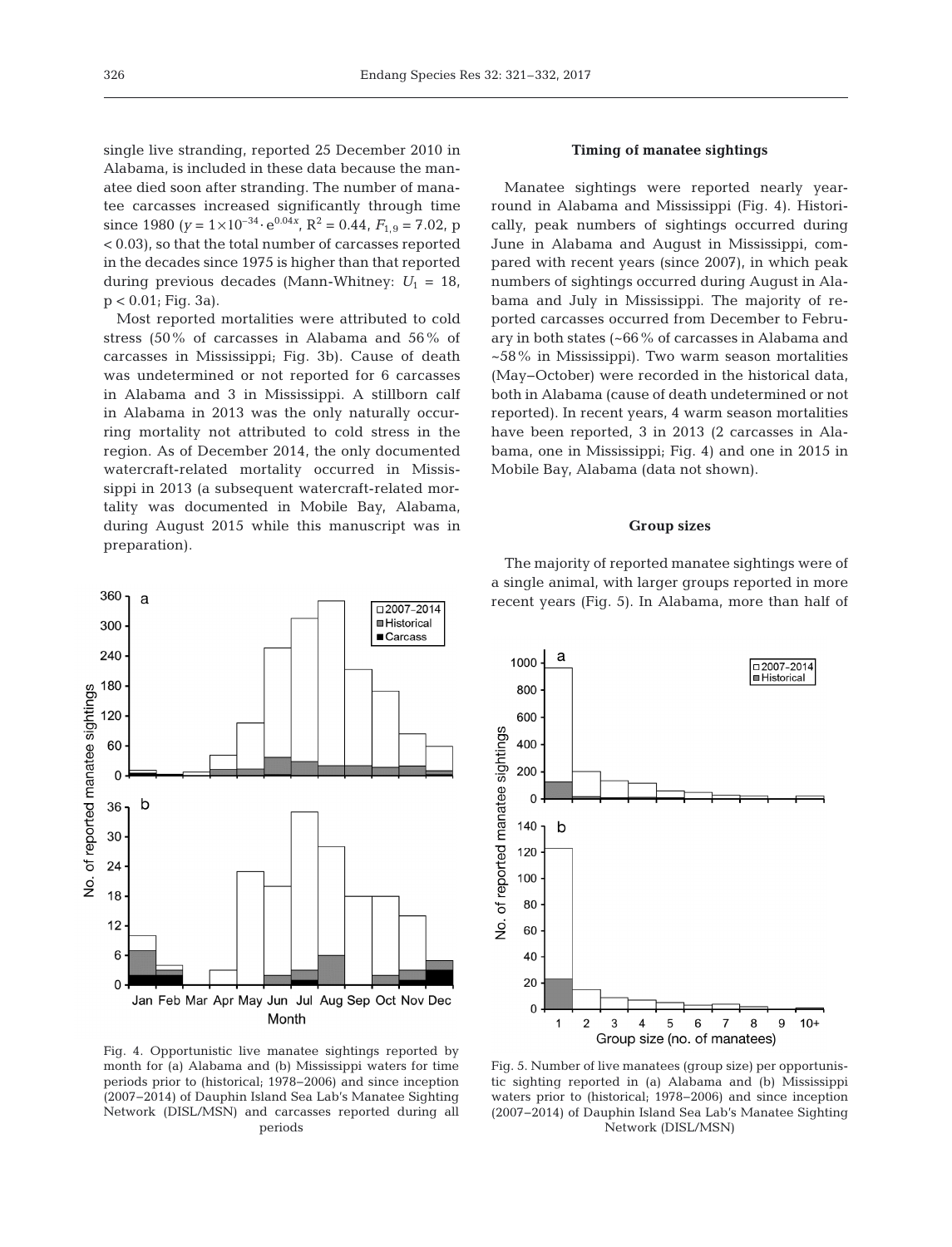single live stranding, reported 25 December 2010 in Alabama, is included in these data because the manatee died soon after stranding. The number of manatee carcasses increased significantly through time since 1980 ($y = 1 \times 10^{-34} \cdot e^{0.04x}$, $R^2 = 0.44$, $F_{1,9} = 7.02$, $p < 0.03$), so that the total number of carcasses reported in the decades since 1975 is higher than that reported during previous decades (Mann-Whitney: $U_1 = 18$, $p < 0.01$; Fig. 3a).

Most reported mortalities were attributed to cold stress (50% of carcasses in Alabama and 56% of carcasses in Mississippi; Fig. 3b). Cause of death was undetermined or not reported for 6 carcasses in Alabama and 3 in Mississippi. A stillborn calf in Alabama in 2013 was the only naturally occurring mortality not attributed to cold stress in the region. As of December 2014, the only documented watercraft-related mortality occurred in Mississippi in 2013 (a subsequent watercraft-related mortality was documented in Mobile Bay, Alabama, during August 2015 while this manuscript was in preparation).

Fig. 4. Opportunistic live manatee sightings reported by month for (a) Alabama and (b) Mississippi waters for time periods prior to (historical; 1978–2006) and since inception (2007–2014) of Dauphin Island Sea Lab's Manatee Sighting Network (DISL/MSN) and carcasses reported during all periods

### Timing of manatee sightings

Manatee sightings were reported nearly year-round in Alabama and Mississippi (Fig. 4). Historically, peak numbers of sightings occurred during June in Alabama and August in Mississippi, compared with recent years (since 2007), in which peak numbers of sightings occurred during August in Alabama and July in Mississippi. The majority of reported carcasses occurred from December to February in both states (~66% of carcasses in Alabama and ~58% in Mississippi). Two warm season mortalities (May–October) were recorded in the historical data, both in Alabama (cause of death undetermined or not reported). In recent years, 4 warm season mortalities have been reported, 3 in 2013 (2 carcasses in Alabama, one in Mississippi; Fig. 4) and one in 2015 in Mobile Bay, Alabama (data not shown).

### Group sizes

The majority of reported manatee sightings were of a single animal, with larger groups reported in more recent years (Fig. 5). In Alabama, more than half of

Fig. 5. Number of live manatees (group size) per opportunistic sighting reported in (a) Alabama and (b) Mississippi waters prior to (historical; 1978–2006) and since inception (2007–2014) of Dauphin Island Sea Lab's Manatee Sighting Network (DISL/MSN)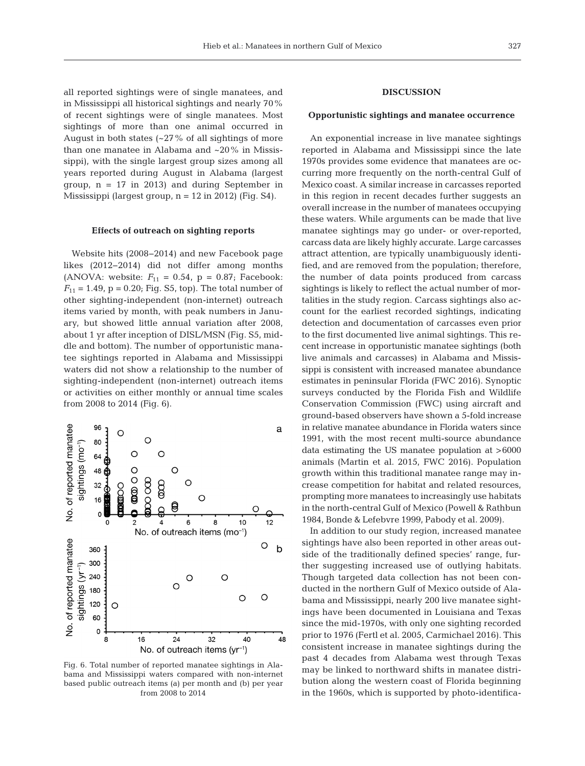all reported sightings were of single manatees, and in Mississippi all historical sightings and nearly 70% of recent sightings were of single manatees. Most sightings of more than one animal occurred in August in both states (~27% of all sightings of more than one manatee in Alabama and ~20% in Mississippi), with the single largest group sizes among all years reported during August in Alabama (largest group, n = 17 in 2013) and during September in Mississippi (largest group, n = 12 in 2012) (Fig. S4).

### Effects of outreach on sighting reports

Website hits (2008–2014) and new Facebook page likes (2012–2014) did not differ among months (ANOVA: website: $F_{11} = 0.54$, $p = 0.87$; Facebook: $F_{11} = 1.49$, $p = 0.20$; Fig. S5, top). The total number of other sighting-independent (non-internet) outreach items varied by month, with peak numbers in January, but showed little annual variation after 2008, about 1 yr after inception of DISL/MSN (Fig. S5, middle and bottom). The number of opportunistic manatee sightings reported in Alabama and Mississippi waters did not show a relationship to the number of sighting-independent (non-internet) outreach items or activities on either monthly or annual time scales from 2008 to 2014 (Fig. 6).

Fig. 6. Total number of reported manatee sightings in Alabama and Mississippi waters compared with non-internet based public outreach items (a) per month and (b) per year from 2008 to 2014

## DISCUSSION

### Opportunistic sightings and manatee occurrence

An exponential increase in live manatee sightings reported in Alabama and Mississippi since the late 1970s provides some evidence that manatees are occurring more frequently on the north-central Gulf of Mexico coast. A similar increase in carcasses reported in this region in recent decades further suggests an overall increase in the number of manatees occupying these waters. While arguments can be made that live manatee sightings may go under- or over-reported, carcass data are likely highly accurate. Large carcasses attract attention, are typically unambiguously identified, and are removed from the population; therefore, the number of data points produced from carcass sightings is likely to reflect the actual number of mortalities in the study region. Carcass sightings also account for the earliest recorded sightings, indicating detection and documentation of carcasses even prior to the first documented live animal sightings. This recent increase in opportunistic manatee sightings (both live animals and carcasses) in Alabama and Mississippi is consistent with increased manatee abundance estimates in peninsular Florida (FWC 2016). Synoptic surveys conducted by the Florida Fish and Wildlife Conservation Commission (FWC) using aircraft and ground-based observers have shown a 5-fold increase in relative manatee abundance in Florida waters since 1991, with the most recent multi-source abundance data estimating the US manatee population at >6000 animals (Martin et al. 2015, FWC 2016). Population growth within this traditional manatee range may increase competition for habitat and related resources, prompting more manatees to increasingly use habitats in the north-central Gulf of Mexico (Powell & Rathbun 1984, Bonde & Lefebvre 1999, Pabody et al. 2009).

In addition to our study region, increased manatee sightings have also been reported in other areas outside of the traditionally defined species' range, further suggesting increased use of outlying habitats. Though targeted data collection has not been conducted in the northern Gulf of Mexico outside of Alabama and Mississippi, nearly 200 live manatee sightings have been documented in Louisiana and Texas since the mid-1970s, with only one sighting recorded prior to 1976 (Fertl et al. 2005, Carmichael 2016). This consistent increase in manatee sightings during the past 4 decades from Alabama west through Texas may be linked to northward shifts in manatee distribution along the western coast of Florida beginning in the 1960s, which is supported by photo-identifica-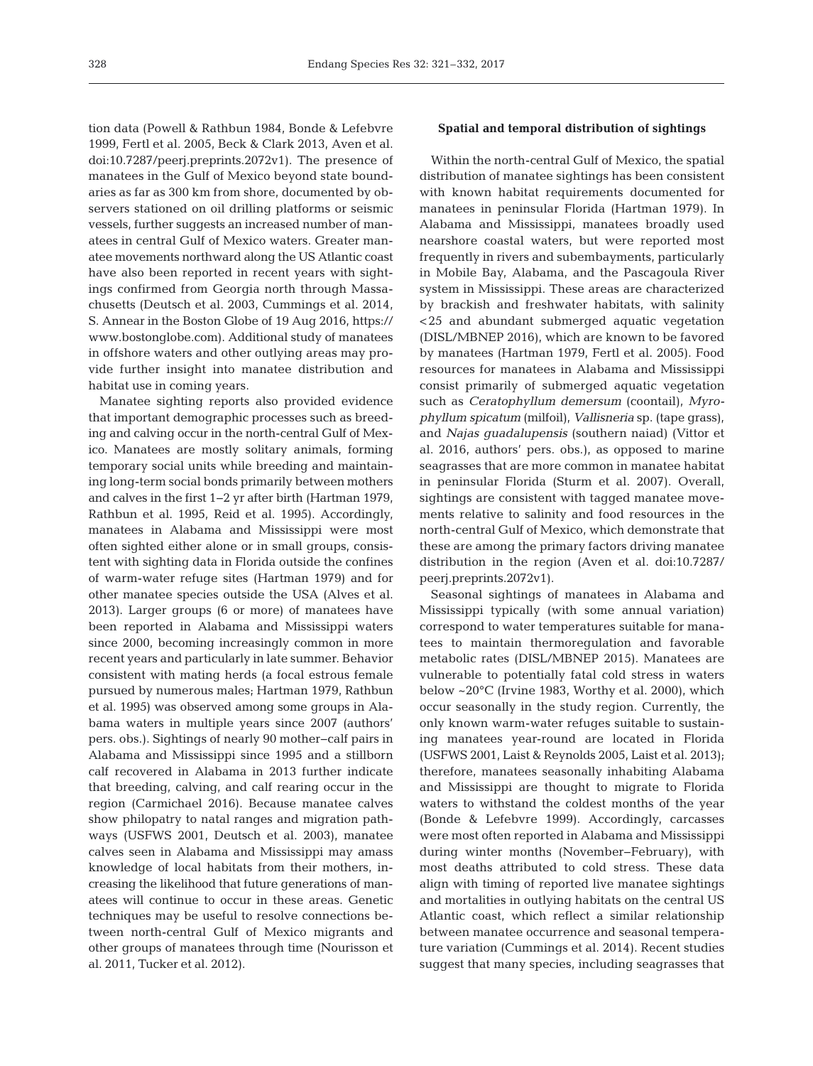tion data (Powell & Rathbun 1984, Bonde & Lefebvre 1999, Fertl et al. 2005, Beck & Clark 2013, Aven et al. doi:10.7287/peerj.preprints.2072v1). The presence of manatees in the Gulf of Mexico beyond state boundaries as far as 300 km from shore, documented by observers stationed on oil drilling platforms or seismic vessels, further suggests an increased number of manatees in central Gulf of Mexico waters. Greater manatee movements northward along the US Atlantic coast have also been reported in recent years with sightings confirmed from Georgia north through Massachusetts (Deutsch et al. 2003, Cummings et al. 2014, S. Annear in the Boston Globe of 19 Aug 2016, https://www.bostonglobe.com). Additional study of manatees in offshore waters and other outlying areas may provide further insight into manatee distribution and habitat use in coming years.

Manatee sighting reports also provided evidence that important demographic processes such as breeding and calving occur in the north-central Gulf of Mexico. Manatees are mostly solitary animals, forming temporary social units while breeding and maintaining long-term social bonds primarily between mothers and calves in the first 1–2 yr after birth (Hartman 1979, Rathbun et al. 1995, Reid et al. 1995). Accordingly, manatees in Alabama and Mississippi were most often sighted either alone or in small groups, consistent with sighting data in Florida outside the confines of warm-water refuge sites (Hartman 1979) and for other manatee species outside the USA (Alves et al. 2013). Larger groups (6 or more) of manatees have been reported in Alabama and Mississippi waters since 2000, becoming increasingly common in more recent years and particularly in late summer. Behavior consistent with mating herds (a focal estrous female pursued by numerous males; Hartman 1979, Rathbun et al. 1995) was observed among some groups in Alabama waters in multiple years since 2007 (authors' pers. obs.). Sightings of nearly 90 mother–calf pairs in Alabama and Mississippi since 1995 and a stillborn calf recovered in Alabama in 2013 further indicate that breeding, calving, and calf rearing occur in the region (Carmichael 2016). Because manatee calves show philopatry to natal ranges and migration pathways (USFWS 2001, Deutsch et al. 2003), manatee calves seen in Alabama and Mississippi may amass knowledge of local habitats from their mothers, increasing the likelihood that future generations of manatees will continue to occur in these areas. Genetic techniques may be useful to resolve connections between north-central Gulf of Mexico migrants and other groups of manatees through time (Nourisson et al. 2011, Tucker et al. 2012).

### Spatial and temporal distribution of sightings

Within the north-central Gulf of Mexico, the spatial distribution of manatee sightings has been consistent with known habitat requirements documented for manatees in peninsular Florida (Hartman 1979). In Alabama and Mississippi, manatees broadly used nearshore coastal waters, but were reported most frequently in rivers and subembayments, particularly in Mobile Bay, Alabama, and the Pascagoula River system in Mississippi. These areas are characterized by brackish and freshwater habitats, with salinity <25 and abundant submerged aquatic vegetation (DISL/MBNEP 2016), which are known to be favored by manatees (Hartman 1979, Fertl et al. 2005). Food resources for manatees in Alabama and Mississippi consist primarily of submerged aquatic vegetation such as *Ceratophyllum demersum* (coontail), *Myrophyllum spicatum* (milfoil), *Vallisneria* sp. (tape grass), and *Najas guadalupensis* (southern naiad) (Vittor et al. 2016, authors' pers. obs.), as opposed to marine seagrasses that are more common in manatee habitat in peninsular Florida (Sturm et al. 2007). Overall, sightings are consistent with tagged manatee movements relative to salinity and food resources in the north-central Gulf of Mexico, which demonstrate that these are among the primary factors driving manatee distribution in the region (Aven et al. doi:10.7287/peerj.preprints.2072v1).

Seasonal sightings of manatees in Alabama and Mississippi typically (with some annual variation) correspond to water temperatures suitable for manatees to maintain thermoregulation and favorable metabolic rates (DISL/MBNEP 2015). Manatees are vulnerable to potentially fatal cold stress in waters below ~20°C (Irvine 1983, Worthy et al. 2000), which occur seasonally in the study region. Currently, the only known warm-water refuges suitable to sustaining manatees year-round are located in Florida (USFWS 2001, Laist & Reynolds 2005, Laist et al. 2013); therefore, manatees seasonally inhabiting Alabama and Mississippi are thought to migrate to Florida waters to withstand the coldest months of the year (Bonde & Lefebvre 1999). Accordingly, carcasses were most often reported in Alabama and Mississippi during winter months (November–February), with most deaths attributed to cold stress. These data align with timing of reported live manatee sightings and mortalities in outlying habitats on the central US Atlantic coast, which reflect a similar relationship between manatee occurrence and seasonal temperature variation (Cummings et al. 2014). Recent studies suggest that many species, including seagrasses that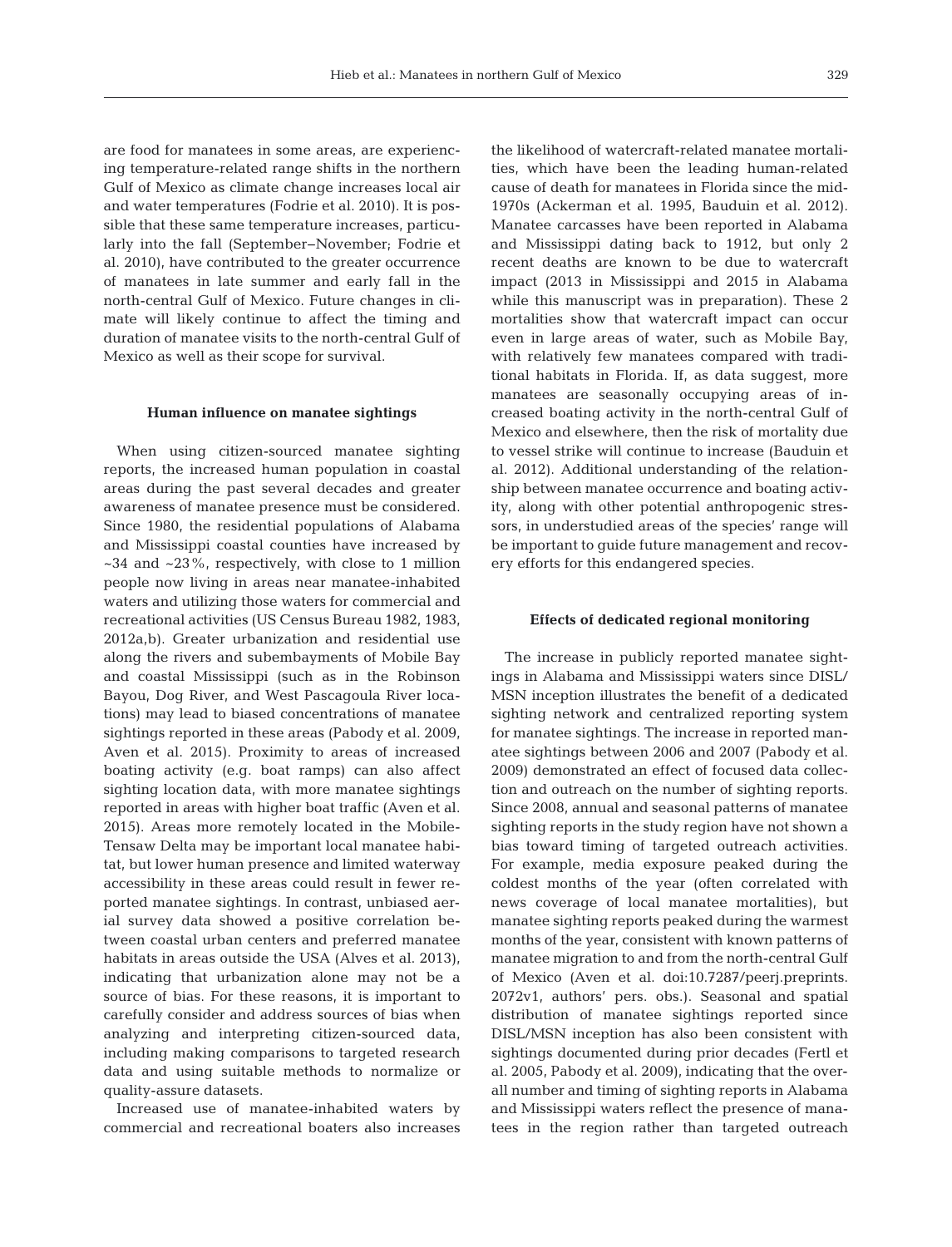are food for manatees in some areas, are experiencing temperature-related range shifts in the northern Gulf of Mexico as climate change increases local air and water temperatures (Fodrie et al. 2010). It is possible that these same temperature increases, particularly into the fall (September–November; Fodrie et al. 2010), have contributed to the greater occurrence of manatees in late summer and early fall in the north-central Gulf of Mexico. Future changes in climate will likely continue to affect the timing and duration of manatee visits to the north-central Gulf of Mexico as well as their scope for survival.

### Human influence on manatee sightings

When using citizen-sourced manatee sighting reports, the increased human population in coastal areas during the past several decades and greater awareness of manatee presence must be considered. Since 1980, the residential populations of Alabama and Mississippi coastal counties have increased by ~34 and ~23%, respectively, with close to 1 million people now living in areas near manatee-inhabited waters and utilizing those waters for commercial and recreational activities (US Census Bureau 1982, 1983, 2012a,b). Greater urbanization and residential use along the rivers and subembayments of Mobile Bay and coastal Mississippi (such as in the Robinson Bayou, Dog River, and West Pascagoula River locations) may lead to biased concentrations of manatee sightings reported in these areas (Pabody et al. 2009, Aven et al. 2015). Proximity to areas of increased boating activity (e.g. boat ramps) can also affect sighting location data, with more manatee sightings reported in areas with higher boat traffic (Aven et al. 2015). Areas more remotely located in the Mobile-Tensaw Delta may be important local manatee habitat, but lower human presence and limited waterway accessibility in these areas could result in fewer reported manatee sightings. In contrast, unbiased aerial survey data showed a positive correlation between coastal urban centers and preferred manatee habitats in areas outside the USA (Alves et al. 2013), indicating that urbanization alone may not be a source of bias. For these reasons, it is important to carefully consider and address sources of bias when analyzing and interpreting citizen-sourced data, including making comparisons to targeted research data and using suitable methods to normalize or quality-assure datasets.

Increased use of manatee-inhabited waters by commercial and recreational boaters also increases the likelihood of watercraft-related manatee mortalities, which have been the leading human-related cause of death for manatees in Florida since the mid-1970s (Ackerman et al. 1995, Bauduin et al. 2012). Manatee carcasses have been reported in Alabama and Mississippi dating back to 1912, but only 2 recent deaths are known to be due to watercraft impact (2013 in Mississippi and 2015 in Alabama while this manuscript was in preparation). These 2 mortalities show that watercraft impact can occur even in large areas of water, such as Mobile Bay, with relatively few manatees compared with traditional habitats in Florida. If, as data suggest, more manatees are seasonally occupying areas of increased boating activity in the north-central Gulf of Mexico and elsewhere, then the risk of mortality due to vessel strike will continue to increase (Bauduin et al. 2012). Additional understanding of the relationship between manatee occurrence and boating activity, along with other potential anthropogenic stressors, in understudied areas of the species' range will be important to guide future management and recovery efforts for this endangered species.

### Effects of dedicated regional monitoring

The increase in publicly reported manatee sightings in Alabama and Mississippi waters since DISL/MSN inception illustrates the benefit of a dedicated sighting network and centralized reporting system for manatee sightings. The increase in reported manatee sightings between 2006 and 2007 (Pabody et al. 2009) demonstrated an effect of focused data collection and outreach on the number of sighting reports. Since 2008, annual and seasonal patterns of manatee sighting reports in the study region have not shown a bias toward timing of targeted outreach activities. For example, media exposure peaked during the coldest months of the year (often correlated with news coverage of local manatee mortalities), but manatee sighting reports peaked during the warmest months of the year, consistent with known patterns of manatee migration to and from the north-central Gulf of Mexico (Aven et al. doi:10.7287/peerj.preprints.2072v1, authors' pers. obs.). Seasonal and spatial distribution of manatee sightings reported since DISL/MSN inception has also been consistent with sightings documented during prior decades (Fertl et al. 2005, Pabody et al. 2009), indicating that the overall number and timing of sighting reports in Alabama and Mississippi waters reflect the presence of manatees in the region rather than targeted outreach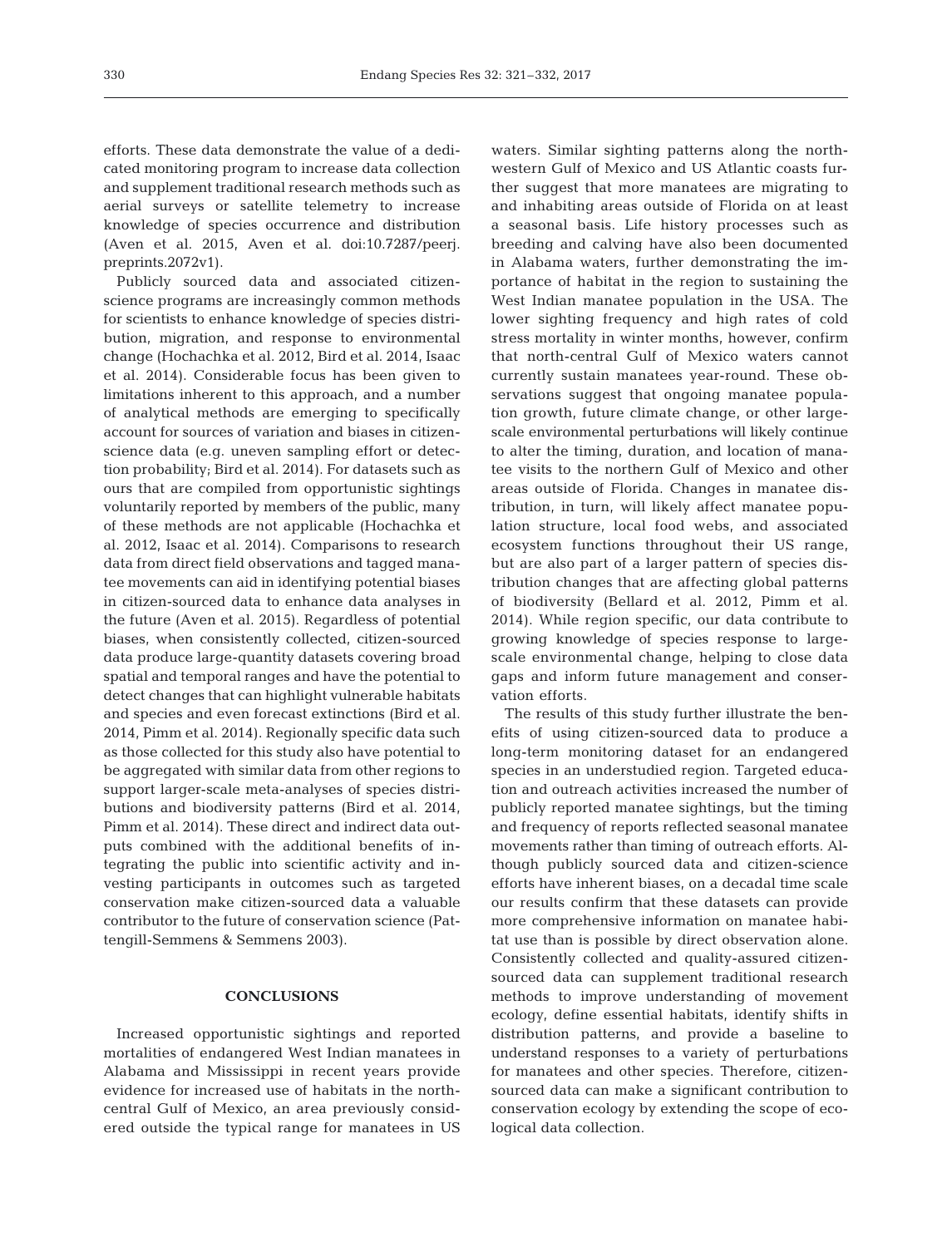efforts. These data demonstrate the value of a dedicated monitoring program to increase data collection and supplement traditional research methods such as aerial surveys or satellite telemetry to increase knowledge of species occurrence and distribution (Aven et al. 2015, Aven et al. doi:10.7287/peerj.preprints.2072v1).

Publicly sourced data and associated citizen-science programs are increasingly common methods for scientists to enhance knowledge of species distribution, migration, and response to environmental change (Hochachka et al. 2012, Bird et al. 2014, Isaac et al. 2014). Considerable focus has been given to limitations inherent to this approach, and a number of analytical methods are emerging to specifically account for sources of variation and biases in citizen-science data (e.g. uneven sampling effort or detection probability; Bird et al. 2014). For datasets such as ours that are compiled from opportunistic sightings voluntarily reported by members of the public, many of these methods are not applicable (Hochachka et al. 2012, Isaac et al. 2014). Comparisons to research data from direct field observations and tagged manatee movements can aid in identifying potential biases in citizen-sourced data to enhance data analyses in the future (Aven et al. 2015). Regardless of potential biases, when consistently collected, citizen-sourced data produce large-quantity datasets covering broad spatial and temporal ranges and have the potential to detect changes that can highlight vulnerable habitats and species and even forecast extinctions (Bird et al. 2014, Pimm et al. 2014). Regionally specific data such as those collected for this study also have potential to be aggregated with similar data from other regions to support larger-scale meta-analyses of species distributions and biodiversity patterns (Bird et al. 2014, Pimm et al. 2014). These direct and indirect data outputs combined with the additional benefits of integrating the public into scientific activity and investing participants in outcomes such as targeted conservation make citizen-sourced data a valuable contributor to the future of conservation science (Pattengill-Semmens & Semmens 2003).

## CONCLUSIONS

Increased opportunistic sightings and reported mortalities of endangered West Indian manatees in Alabama and Mississippi in recent years provide evidence for increased use of habitats in the north-central Gulf of Mexico, an area previously considered outside the typical range for manatees in US waters. Similar sighting patterns along the northwestern Gulf of Mexico and US Atlantic coasts further suggest that more manatees are migrating to and inhabiting areas outside of Florida on at least a seasonal basis. Life history processes such as breeding and calving have also been documented in Alabama waters, further demonstrating the importance of habitat in the region to sustaining the West Indian manatee population in the USA. The lower sighting frequency and high rates of cold stress mortality in winter months, however, confirm that north-central Gulf of Mexico waters cannot currently sustain manatees year-round. These observations suggest that ongoing manatee population growth, future climate change, or other large-scale environmental perturbations will likely continue to alter the timing, duration, and location of manatee visits to the northern Gulf of Mexico and other areas outside of Florida. Changes in manatee distribution, in turn, will likely affect manatee population structure, local food webs, and associated ecosystem functions throughout their US range, but are also part of a larger pattern of species distribution changes that are affecting global patterns of biodiversity (Bellard et al. 2012, Pimm et al. 2014). While region specific, our data contribute to growing knowledge of species response to large-scale environmental change, helping to close data gaps and inform future management and conservation efforts.

The results of this study further illustrate the benefits of using citizen-sourced data to produce a long-term monitoring dataset for an endangered species in an understudied region. Targeted education and outreach activities increased the number of publicly reported manatee sightings, but the timing and frequency of reports reflected seasonal manatee movements rather than timing of outreach efforts. Although publicly sourced data and citizen-science efforts have inherent biases, on a decadal time scale our results confirm that these datasets can provide more comprehensive information on manatee habitat use than is possible by direct observation alone. Consistently collected and quality-assured citizen-sourced data can supplement traditional research methods to improve understanding of movement ecology, define essential habitats, identify shifts in distribution patterns, and provide a baseline to understand responses to a variety of perturbations for manatees and other species. Therefore, citizen-sourced data can make a significant contribution to conservation ecology by extending the scope of ecological data collection.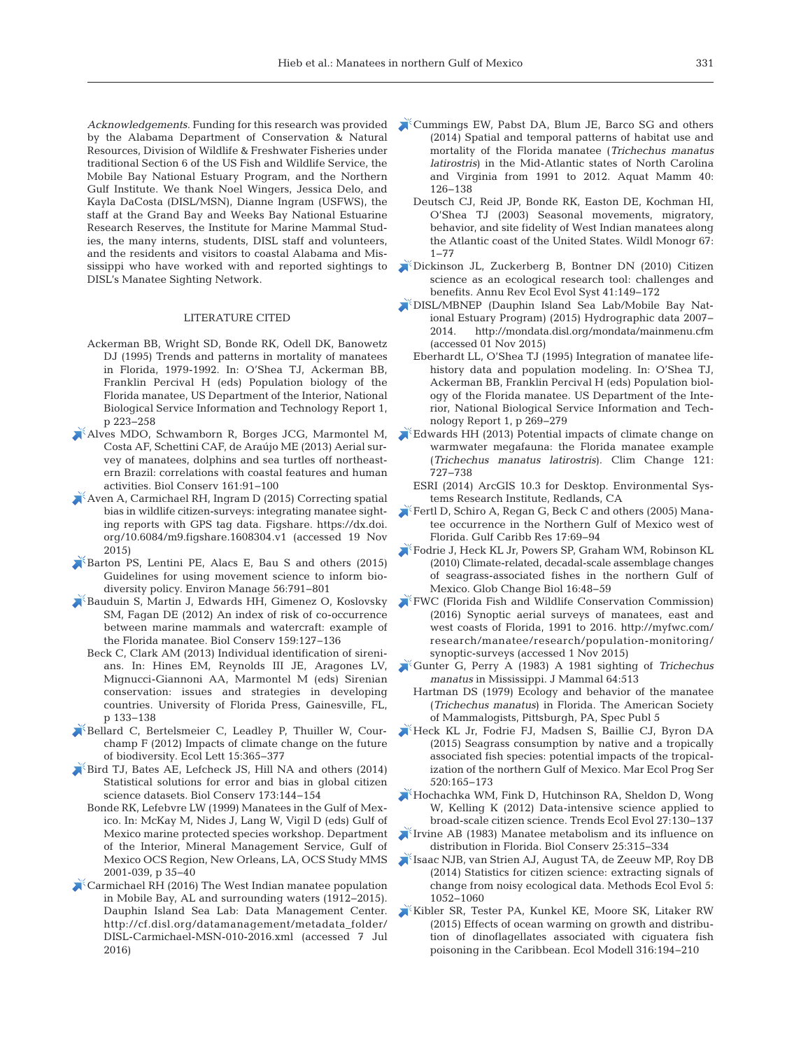*Acknowledgements*. Funding for this research was provided by the Alabama Department of Conservation & Natural Resources, Division of Wildlife & Freshwater Fisheries under traditional Section 6 of the US Fish and Wildlife Service, the Mobile Bay National Estuary Program, and the Northern Gulf Institute. We thank Noel Wingers, Jessica Delo, and Kayla DaCosta (DISL/MSN), Dianne Ingram (USFWS), the staff at the Grand Bay and Weeks Bay National Estuarine Research Reserves, the Institute for Marine Mammal Studies, the many interns, students, DISL staff and volunteers, and the residents and visitors to coastal Alabama and Mississippi who have worked with and reported sightings to DISL's Manatee Sighting Network.

## LITERATURE CITED

Ackerman BB, Wright SD, Bonde RK, Odell DK, Banowetz DJ (1995) Trends and patterns in mortality of manatees in Florida, 1979-1992. In: O'Shea TJ, Ackerman BB, Franklin Percival H (eds) Population biology of the Florida manatee, US Department of the Interior, National Biological Service Information and Technology Report 1, p 223–258

Alves MDO, Schwamborn R, Borges JCG, Marmontel M, Costa AF, Schettini CAF, de Araújo ME (2013) Aerial survey of manatees, dolphins and sea turtles off northeastern Brazil: correlations with coastal features and human activities. Biol Conserv 161:91–100

Aven A, Carmichael RH, Ingram D (2015) Correcting spatial bias in wildlife citizen-surveys: integrating manatee sighting reports with GPS tag data. Figshare. https://dx.doi.org/10.6084/m9.figshare.1608304.v1 (accessed 19 Nov 2015)

Barton PS, Lentini PE, Alacs E, Bau S and others (2015) Guidelines for using movement science to inform biodiversity policy. Environ Manage 56:791–801

Bauduin S, Martin J, Edwards HH, Gimenez O, Koslovsky SM, Fagan DE (2012) An index of risk of co-occurrence between marine mammals and watercraft: example of the Florida manatee. Biol Conserv 159:127–136

Beck C, Clark AM (2013) Individual identification of sirenians. In: Hines EM, Reynolds III JE, Aragones LV, Mignucci-Giannoni AA, Marmontel M (eds) Sirenian conservation: issues and strategies in developing countries. University of Florida Press, Gainesville, FL, p 133–138

Bellard C, Bertelsmeier C, Leadley P, Thuiller W, Courchamp F (2012) Impacts of climate change on the future of biodiversity. Ecol Lett 15:365–377

Bird TJ, Bates AE, Lefcheck JS, Hill NA and others (2014) Statistical solutions for error and bias in global citizen science datasets. Biol Conserv 173:144–154

Bonde RK, Lefebvre LW (1999) Manatees in the Gulf of Mexico. In: McKay M, Nides J, Lang W, Vigil D (eds) Gulf of Mexico marine protected species workshop. Department of the Interior, Mineral Management Service, Gulf of Mexico OCS Region, New Orleans, LA, OCS Study MMS 2001-039, p 35–40

Carmichael RH (2016) The West Indian manatee population in Mobile Bay, AL and surrounding waters (1912–2015). Dauphin Island Sea Lab: Data Management Center. http://cf.disl.org/datamanagement/metadata_folder/DISL-Carmichael-MSN-010-2016.xml (accessed 7 Jul 2016)

Cummings EW, Pabst DA, Blum JE, Barco SG and others (2014) Spatial and temporal patterns of habitat use and mortality of the Florida manatee (*Trichechus manatus latirostris*) in the Mid-Atlantic states of North Carolina and Virginia from 1991 to 2012. Aquat Mamm 40: 126–138

Deutsch CJ, Reid JP, Bonde RK, Easton DE, Kochman HI, O'Shea TJ (2003) Seasonal movements, migratory, behavior, and site fidelity of West Indian manatees along the Atlantic coast of the United States. Wildl Monogr 67: 1–77

Dickinson JL, Zuckerberg B, Bontner DN (2010) Citizen science as an ecological research tool: challenges and benefits. Annu Rev Ecol Evol Syst 41:149–172

DISL/MBNEP (Dauphin Island Sea Lab/Mobile Bay National Estuary Program) (2015) Hydrographic data 2007–2014. http://mondata.disl.org/mondata/mainmenu.cfm (accessed 01 Nov 2015)

Eberhardt LL, O'Shea TJ (1995) Integration of manatee life-history data and population modeling. In: O'Shea TJ, Ackerman BB, Franklin Percival H (eds) Population biology of the Florida manatee. US Department of the Interior, National Biological Service Information and Technology Report 1, p 269–279

Edwards HH (2013) Potential impacts of climate change on warmwater megafauna: the Florida manatee example (*Trichechus manatus latirostris*). Clim Change 121: 727–738

ESRI (2014) ArcGIS 10.3 for Desktop. Environmental Systems Research Institute, Redlands, CA

Fertl D, Schiro A, Regan G, Beck C and others (2005) Manatee occurrence in the Northern Gulf of Mexico west of Florida. Gulf Caribb Res 17:69–94

Fodrie J, Heck KL Jr, Powers SP, Graham WM, Robinson KL (2010) Climate-related, decadal-scale assemblage changes of seagrass-associated fishes in the northern Gulf of Mexico. Glob Change Biol 16:48–59

FWC (Florida Fish and Wildlife Conservation Commission) (2016) Synoptic aerial surveys of manatees, east and west coasts of Florida, 1991 to 2016. http://myfwc.com/research/manatee/research/population-monitoring/synoptic-surveys (accessed 1 Nov 2015)

Gunter G, Perry A (1983) A 1981 sighting of *Trichechus manatus* in Mississippi. J Mammal 64:513

Hartman DS (1979) Ecology and behavior of the manatee (*Trichechus manatus*) in Florida. The American Society of Mammalogists, Pittsburgh, PA, Spec Publ 5

Heck KL Jr, Fodrie FJ, Madsen S, Baillie CJ, Byron DA (2015) Seagrass consumption by native and a tropically associated fish species: potential impacts of the tropicalization of the northern Gulf of Mexico. Mar Ecol Prog Ser 520:165–173

Hochachka WM, Fink D, Hutchinson RA, Sheldon D, Wong W, Kelling K (2012) Data-intensive science applied to broad-scale citizen science. Trends Ecol Evol 27:130–137

Irvine AB (1983) Manatee metabolism and its influence on distribution in Florida. Biol Conserv 25:315–334

Isaac NJB, van Strien AJ, August TA, de Zeeuw MP, Roy DB (2014) Statistics for citizen science: extracting signals of change from noisy ecological data. Methods Ecol Evol 5: 1052–1060

Kibler SR, Tester PA, Kunkel KE, Moore SK, Litaker RW (2015) Effects of ocean warming on growth and distribution of dinoflagellates associated with ciguatera fish poisoning in the Caribbean. Ecol Modell 316:194–210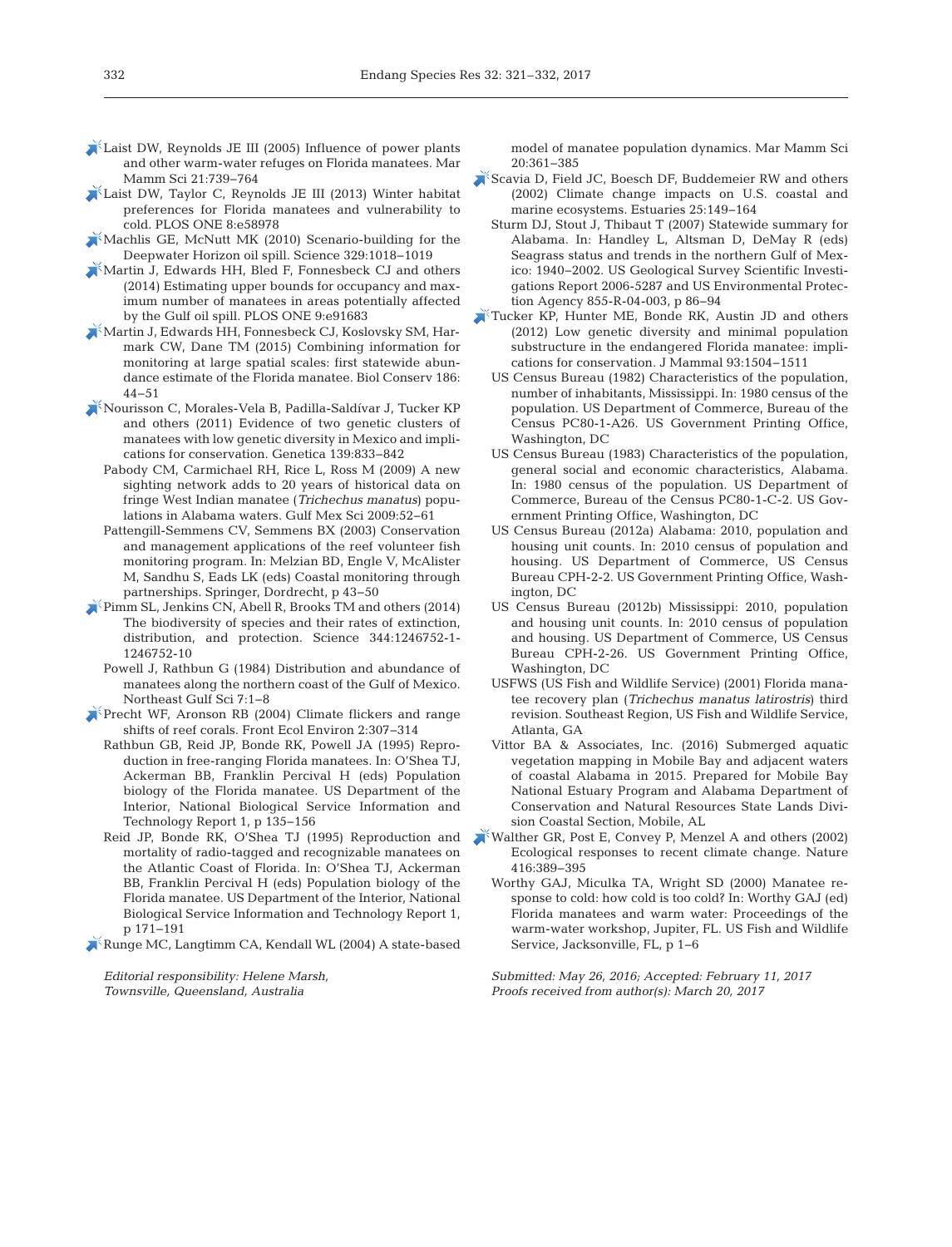Laist DW, Reynolds JE III (2005) Influence of power plants and other warm-water refuges on Florida manatees. Mar Mamm Sci 21:739–764

Laist DW, Taylor C, Reynolds JE III (2013) Winter habitat preferences for Florida manatees and vulnerability to cold. PLOS ONE 8:e58978

Machlis GE, McNutt MK (2010) Scenario-building for the Deepwater Horizon oil spill. Science 329:1018–1019

Martin J, Edwards HH, Bled F, Fonnesbeck CJ and others (2014) Estimating upper bounds for occupancy and maximum number of manatees in areas potentially affected by the Gulf oil spill. PLOS ONE 9:e91683

Martin J, Edwards HH, Fonnesbeck CJ, Koslovsky SM, Harmark CW, Dane TM (2015) Combining information for monitoring at large spatial scales: first statewide abundance estimate of the Florida manatee. Biol Conserv 186: 44–51

Nourisson C, Morales-Vela B, Padilla-Saldívar J, Tucker KP and others (2011) Evidence of two genetic clusters of manatees with low genetic diversity in Mexico and implications for conservation. Genetica 139:833–842

Pabody CM, Carmichael RH, Rice L, Ross M (2009) A new sighting network adds to 20 years of historical data on fringe West Indian manatee (*Trichechus manatus*) populations in Alabama waters. Gulf Mex Sci 2009:52–61

Pattengill-Semmens CV, Semmens BX (2003) Conservation and management applications of the reef volunteer fish monitoring program. In: Melzian BD, Engle V, McAlister M, Sandhu S, Eads LK (eds) Coastal monitoring through partnerships. Springer, Dordrecht, p 43–50

Pimm SL, Jenkins CN, Abell R, Brooks TM and others (2014) The biodiversity of species and their rates of extinction, distribution, and protection. Science 344:1246752-1-1246752-10

Powell J, Rathbun G (1984) Distribution and abundance of manatees along the northern coast of the Gulf of Mexico. Northeast Gulf Sci 7:1–8

Precht WF, Aronson RB (2004) Climate flickers and range shifts of reef corals. Front Ecol Environ 2:307–314

Rathbun GB, Reid JP, Bonde RK, Powell JA (1995) Reproduction in free-ranging Florida manatees. In: O'Shea TJ, Ackerman BB, Franklin Percival H (eds) Population biology of the Florida manatee. US Department of the Interior, National Biological Service Information and Technology Report 1, p 135–156

Reid JP, Bonde RK, O'Shea TJ (1995) Reproduction and mortality of radio-tagged and recognizable manatees on the Atlantic Coast of Florida. In: O'Shea TJ, Ackerman BB, Franklin Percival H (eds) Population biology of the Florida manatee. US Department of the Interior, National Biological Service Information and Technology Report 1, p 171–191

Runge MC, Langtimm CA, Kendall WL (2004) A state-based model of manatee population dynamics. Mar Mamm Sci 20:361–385

Scavia D, Field JC, Boesch DF, Buddemeier RW and others (2002) Climate change impacts on U.S. coastal and marine ecosystems. Estuaries 25:149–164

Sturm DJ, Stout J, Thibaut T (2007) Statewide summary for Alabama. In: Handley L, Altsman D, DeMay R (eds) Seagrass status and trends in the northern Gulf of Mexico: 1940–2002. US Geological Survey Scientific Investigations Report 2006-5287 and US Environmental Protection Agency 855-R-04-003, p 86–94

Tucker KP, Hunter ME, Bonde RK, Austin JD and others (2012) Low genetic diversity and minimal population substructure in the endangered Florida manatee: implications for conservation. J Mammal 93:1504–1511

US Census Bureau (1982) Characteristics of the population, number of inhabitants, Mississippi. In: 1980 census of the population. US Department of Commerce, Bureau of the Census PC80-1-A26. US Government Printing Office, Washington, DC

US Census Bureau (1983) Characteristics of the population, general social and economic characteristics, Alabama. In: 1980 census of the population. US Department of Commerce, Bureau of the Census PC80-1-C-2. US Government Printing Office, Washington, DC

US Census Bureau (2012a) Alabama: 2010, population and housing unit counts. In: 2010 census of population and housing. US Department of Commerce, US Census Bureau CPH-2-2. US Government Printing Office, Washington, DC

US Census Bureau (2012b) Mississippi: 2010, population and housing unit counts. In: 2010 census of population and housing. US Department of Commerce, US Census Bureau CPH-2-26. US Government Printing Office, Washington, DC

USFWS (US Fish and Wildlife Service) (2001) Florida manatee recovery plan (*Trichechus manatus latirostris*) third revision. Southeast Region, US Fish and Wildlife Service, Atlanta, GA

Vittor BA & Associates, Inc. (2016) Submerged aquatic vegetation mapping in Mobile Bay and adjacent waters of coastal Alabama in 2015. Prepared for Mobile Bay National Estuary Program and Alabama Department of Conservation and Natural Resources State Lands Division Coastal Section, Mobile, AL

Walther GR, Post E, Convey P, Menzel A and others (2002) Ecological responses to recent climate change. Nature 416:389–395

Worthy GAJ, Miculka TA, Wright SD (2000) Manatee response to cold: how cold is too cold? In: Worthy GAJ (ed) Florida manatees and warm water: Proceedings of the warm-water workshop, Jupiter, FL. US Fish and Wildlife Service, Jacksonville, FL, p 1–6

*Editorial responsibility: Helene Marsh, Townsville, Queensland, Australia*

*Submitted: May 26, 2016; Accepted: February 11, 2017*
*Proofs received from author(s): March 20, 2017*